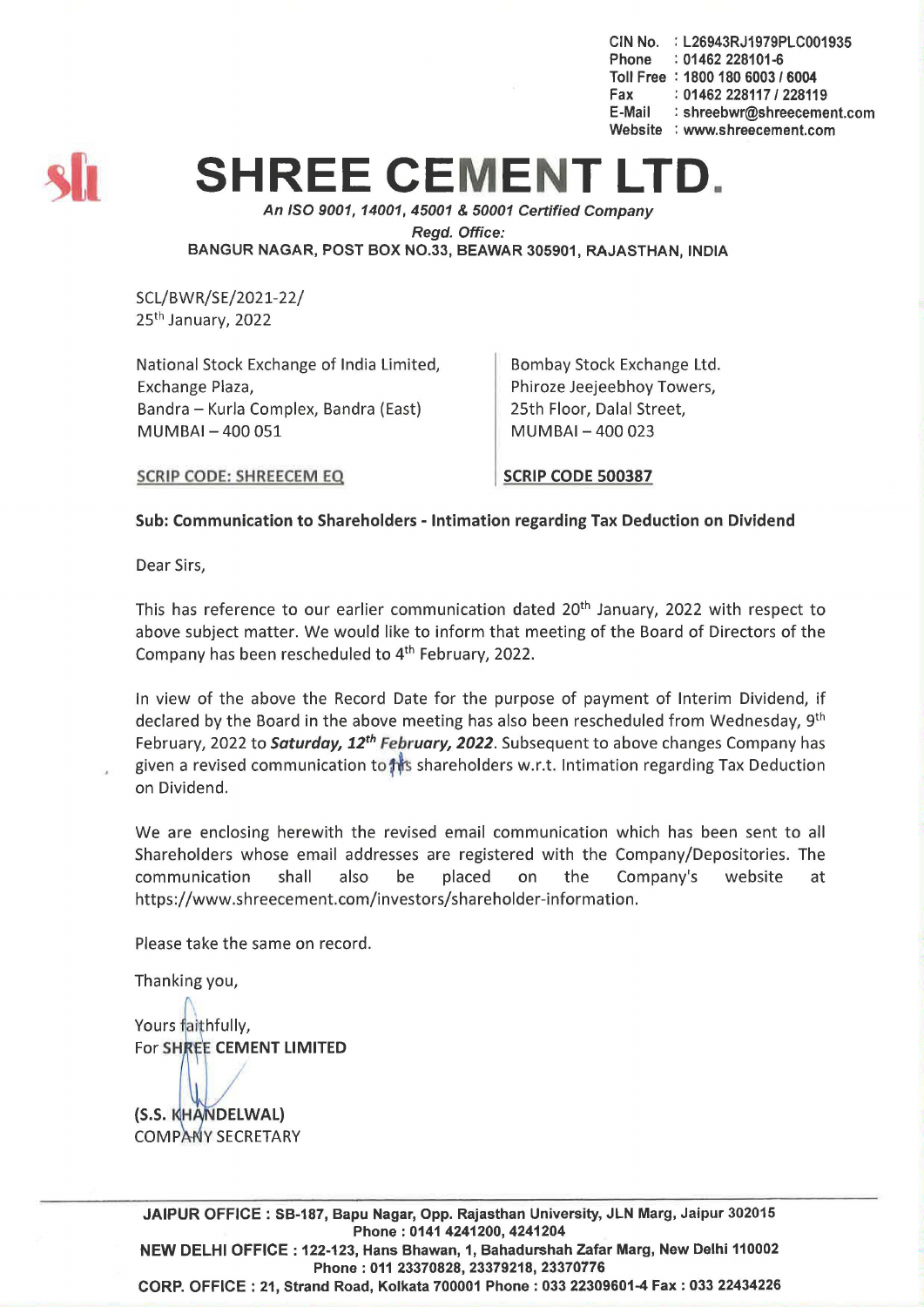CIN No. : L26943RJ1979PLC001935
Phone : 01462 228101-6
Toll Free : 1800 180 6003 / 6004
Fax : 01462 228117 / 228119
E-Mail : shreebwr@shreecement.com
Website : www.shreecement.com

# SHREE CEMENT LTD.

***An ISO 9001, 14001, 45001 & 50001 Certified Company***

***Regd. Office:***

**BANGUR NAGAR, POST BOX NO.33, BEAWAR 305901, RAJASTHAN, INDIA**

SCL/BWR/SE/2021-22/
25th January, 2022

National Stock Exchange of India Limited,
Exchange Plaza,
Bandra – Kurla Complex, Bandra (East)
MUMBAI – 400 051

SCRIP CODE: SHREECEM EQ

Bombay Stock Exchange Ltd.
Phiroze Jeejeebhoy Towers,
25th Floor, Dalal Street,
MUMBAI – 400 023

**SCRIP CODE 500387**

**Sub: Communication to Shareholders - Intimation regarding Tax Deduction on Dividend**

Dear Sirs,

This has reference to our earlier communication dated 20th January, 2022 with respect to above subject matter. We would like to inform that meeting of the Board of Directors of the Company has been rescheduled to 4th February, 2022.

In view of the above the Record Date for the purpose of payment of Interim Dividend, if declared by the Board in the above meeting has also been rescheduled from Wednesday, 9th February, 2022 to ***Saturday, 12th February, 2022***. Subsequent to above changes Company has given a revised communication to its shareholders w.r.t. Intimation regarding Tax Deduction on Dividend.

We are enclosing herewith the revised email communication which has been sent to all Shareholders whose email addresses are registered with the Company/Depositories. The communication shall also be placed on the Company's website at https://www.shreecement.com/investors/shareholder-information.

Please take the same on record.

Thanking you,

Yours faithfully,
For **SHREE CEMENT LIMITED**

**(S.S. KHANDELWAL)**
COMPANY SECRETARY

**JAIPUR OFFICE : SB-187, Bapu Nagar, Opp. Rajasthan University, JLN Marg, Jaipur 302015**
**Phone : 0141 4241200, 4241204**
**NEW DELHI OFFICE : 122-123, Hans Bhawan, 1, Bahadurshah Zafar Marg, New Delhi 110002**
**Phone : 011 23370828, 23379218, 23370776**
**CORP. OFFICE : 21, Strand Road, Kolkata 700001 Phone : 033 22309601-4 Fax : 033 22434226**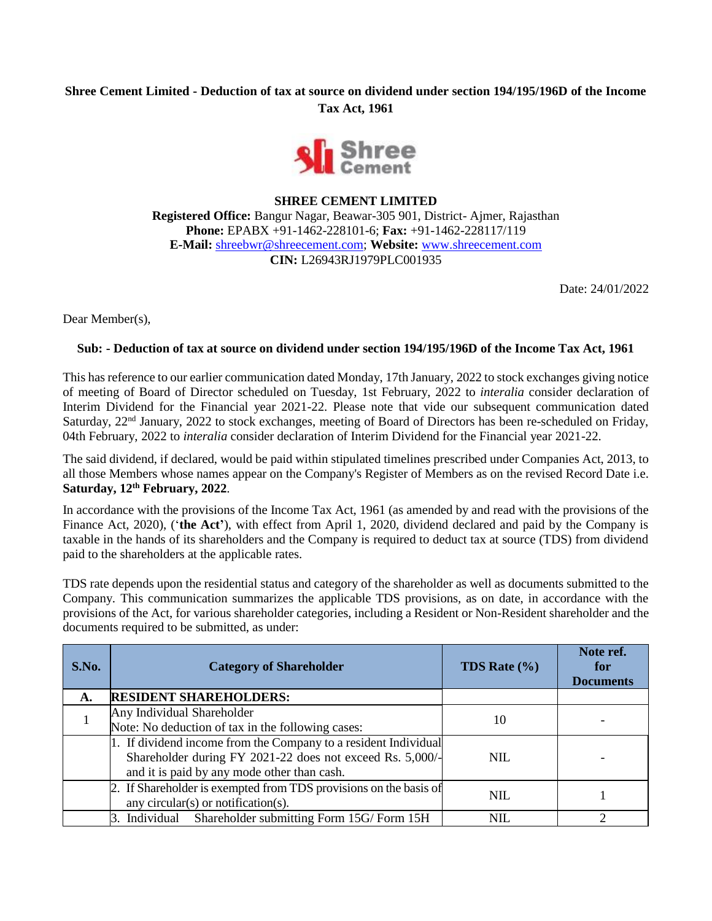**Shree Cement Limited - Deduction of tax at source on dividend under section 194/195/196D of the Income Tax Act, 1961**

**SHREE CEMENT LIMITED**
**Registered Office:** Bangur Nagar, Beawar-305 901, District- Ajmer, Rajasthan
**Phone:** EPABX +91-1462-228101-6; **Fax:** +91-1462-228117/119
**E-Mail:** shreebwr@shreecement.com; **Website:** www.shreecement.com
**CIN:** L26943RJ1979PLC001935

Date: 24/01/2022

Dear Member(s),

**Sub: - Deduction of tax at source on dividend under section 194/195/196D of the Income Tax Act, 1961**

This has reference to our earlier communication dated Monday, 17th January, 2022 to stock exchanges giving notice of meeting of Board of Director scheduled on Tuesday, 1st February, 2022 to *interalia* consider declaration of Interim Dividend for the Financial year 2021-22. Please note that vide our subsequent communication dated Saturday, 22nd January, 2022 to stock exchanges, meeting of Board of Directors has been re-scheduled on Friday, 04th February, 2022 to *interalia* consider declaration of Interim Dividend for the Financial year 2021-22.

The said dividend, if declared, would be paid within stipulated timelines prescribed under Companies Act, 2013, to all those Members whose names appear on the Company's Register of Members as on the revised Record Date i.e. **Saturday, 12th February, 2022**.

In accordance with the provisions of the Income Tax Act, 1961 (as amended by and read with the provisions of the Finance Act, 2020), ('**the Act'**), with effect from April 1, 2020, dividend declared and paid by the Company is taxable in the hands of its shareholders and the Company is required to deduct tax at source (TDS) from dividend paid to the shareholders at the applicable rates.

TDS rate depends upon the residential status and category of the shareholder as well as documents submitted to the Company. This communication summarizes the applicable TDS provisions, as on date, in accordance with the provisions of the Act, for various shareholder categories, including a Resident or Non-Resident shareholder and the documents required to be submitted, as under:

| S.No. | Category of Shareholder | TDS Rate (%) | Note ref. for Documents |
|---|---|---|---|
| **A.** | **RESIDENT SHAREHOLDERS:** | | |
| 1 | Any Individual Shareholder<br>Note: No deduction of tax in the following cases: | 10 | - |
| | 1. If dividend income from the Company to a resident Individual Shareholder during FY 2021-22 does not exceed Rs. 5,000/- and it is paid by any mode other than cash. | NIL | - |
| | 2. If Shareholder is exempted from TDS provisions on the basis of any circular(s) or notification(s). | NIL | 1 |
| | 3. Individual Shareholder submitting Form 15G/ Form 15H | NIL | 2 |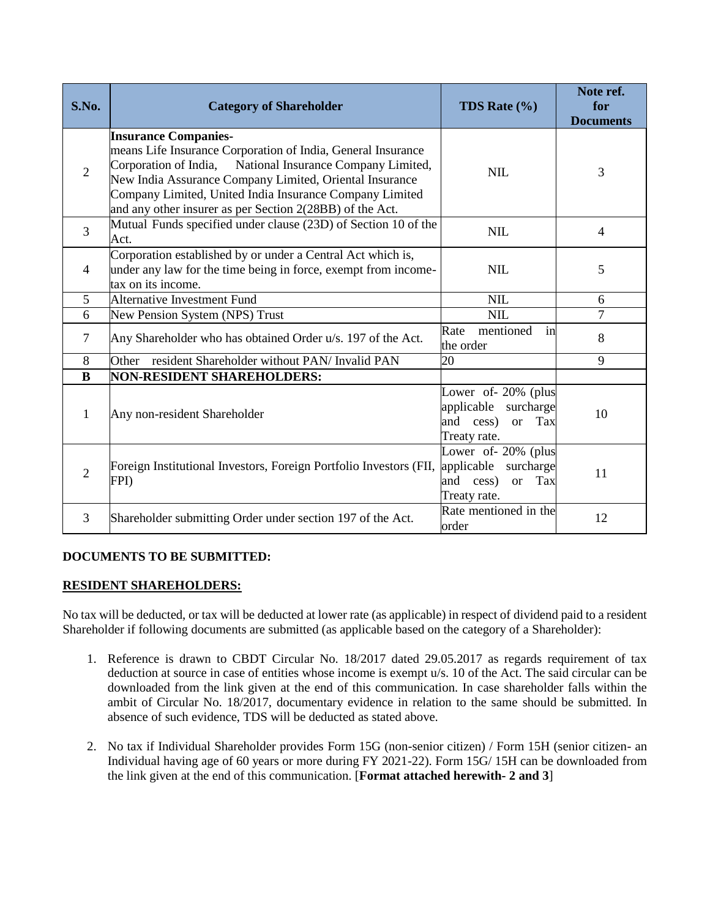| S.No. | Category of Shareholder | TDS Rate (%) | Note ref. for Documents |
|---|---|---|---|
| 2 | **Insurance Companies-** means Life Insurance Corporation of India, General Insurance Corporation of India, National Insurance Company Limited, New India Assurance Company Limited, Oriental Insurance Company Limited, United India Insurance Company Limited and any other insurer as per Section 2(28BB) of the Act. | NIL | 3 |
| 3 | Mutual Funds specified under clause (23D) of Section 10 of the Act. | NIL | 4 |
| 4 | Corporation established by or under a Central Act which is, under any law for the time being in force, exempt from income-tax on its income. | NIL | 5 |
| 5 | Alternative Investment Fund | NIL | 6 |
| 6 | New Pension System (NPS) Trust | NIL | 7 |
| 7 | Any Shareholder who has obtained Order u/s. 197 of the Act. | Rate mentioned in the order | 8 |
| 8 | Other resident Shareholder without PAN/ Invalid PAN | 20 | 9 |
| **B** | **NON-RESIDENT SHAREHOLDERS:** | | |
| 1 | Any non-resident Shareholder | Lower of- 20% (plus applicable surcharge and cess) or Tax Treaty rate. | 10 |
| 2 | Foreign Institutional Investors, Foreign Portfolio Investors (FII, FPI) | Lower of- 20% (plus applicable surcharge and cess) or Tax Treaty rate. | 11 |
| 3 | Shareholder submitting Order under section 197 of the Act. | Rate mentioned in the order | 12 |

**DOCUMENTS TO BE SUBMITTED:**

**RESIDENT SHAREHOLDERS:**

No tax will be deducted, or tax will be deducted at lower rate (as applicable) in respect of dividend paid to a resident Shareholder if following documents are submitted (as applicable based on the category of a Shareholder):

1. Reference is drawn to CBDT Circular No. 18/2017 dated 29.05.2017 as regards requirement of tax deduction at source in case of entities whose income is exempt u/s. 10 of the Act. The said circular can be downloaded from the link given at the end of this communication. In case shareholder falls within the ambit of Circular No. 18/2017, documentary evidence in relation to the same should be submitted. In absence of such evidence, TDS will be deducted as stated above.

2. No tax if Individual Shareholder provides Form 15G (non-senior citizen) / Form 15H (senior citizen- an Individual having age of 60 years or more during FY 2021-22). Form 15G/ 15H can be downloaded from the link given at the end of this communication. [**Format attached herewith- 2 and 3**]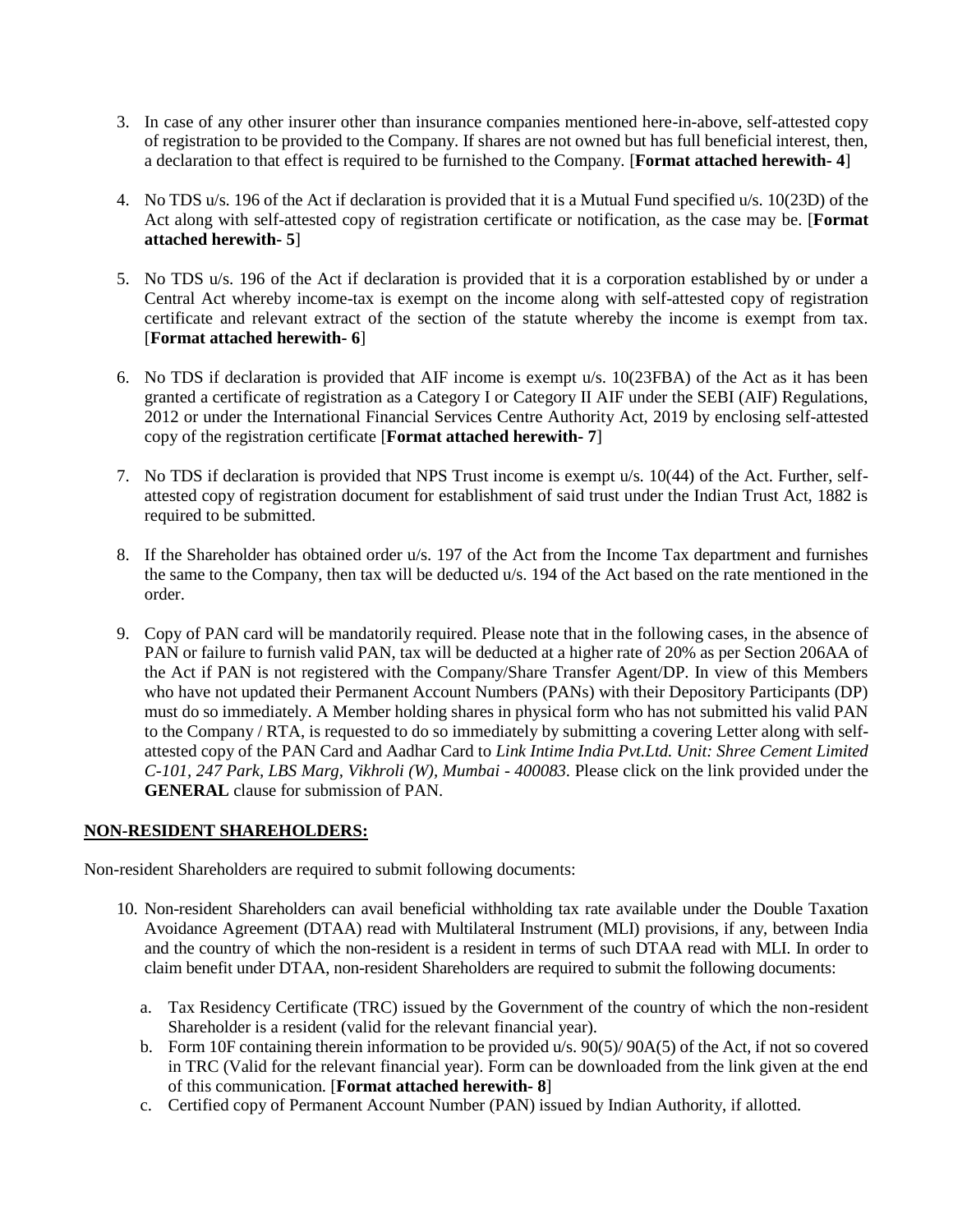3. In case of any other insurer other than insurance companies mentioned here-in-above, self-attested copy of registration to be provided to the Company. If shares are not owned but has full beneficial interest, then, a declaration to that effect is required to be furnished to the Company. [**Format attached herewith- 4**]

4. No TDS u/s. 196 of the Act if declaration is provided that it is a Mutual Fund specified u/s. 10(23D) of the Act along with self-attested copy of registration certificate or notification, as the case may be. [**Format attached herewith- 5**]

5. No TDS u/s. 196 of the Act if declaration is provided that it is a corporation established by or under a Central Act whereby income-tax is exempt on the income along with self-attested copy of registration certificate and relevant extract of the section of the statute whereby the income is exempt from tax. [**Format attached herewith- 6**]

6. No TDS if declaration is provided that AIF income is exempt u/s. 10(23FBA) of the Act as it has been granted a certificate of registration as a Category I or Category II AIF under the SEBI (AIF) Regulations, 2012 or under the International Financial Services Centre Authority Act, 2019 by enclosing self-attested copy of the registration certificate [**Format attached herewith- 7**]

7. No TDS if declaration is provided that NPS Trust income is exempt u/s. 10(44) of the Act. Further, self-attested copy of registration document for establishment of said trust under the Indian Trust Act, 1882 is required to be submitted.

8. If the Shareholder has obtained order u/s. 197 of the Act from the Income Tax department and furnishes the same to the Company, then tax will be deducted u/s. 194 of the Act based on the rate mentioned in the order.

9. Copy of PAN card will be mandatorily required. Please note that in the following cases, in the absence of PAN or failure to furnish valid PAN, tax will be deducted at a higher rate of 20% as per Section 206AA of the Act if PAN is not registered with the Company/Share Transfer Agent/DP. In view of this Members who have not updated their Permanent Account Numbers (PANs) with their Depository Participants (DP) must do so immediately. A Member holding shares in physical form who has not submitted his valid PAN to the Company / RTA, is requested to do so immediately by submitting a covering Letter along with self-attested copy of the PAN Card and Aadhar Card to *Link Intime India Pvt.Ltd. Unit: Shree Cement Limited C-101, 247 Park, LBS Marg, Vikhroli (W), Mumbai - 400083.* Please click on the link provided under the **GENERAL** clause for submission of PAN.

**NON-RESIDENT SHAREHOLDERS:**

Non-resident Shareholders are required to submit following documents:

10. Non-resident Shareholders can avail beneficial withholding tax rate available under the Double Taxation Avoidance Agreement (DTAA) read with Multilateral Instrument (MLI) provisions, if any, between India and the country of which the non-resident is a resident in terms of such DTAA read with MLI. In order to claim benefit under DTAA, non-resident Shareholders are required to submit the following documents:

    a. Tax Residency Certificate (TRC) issued by the Government of the country of which the non-resident Shareholder is a resident (valid for the relevant financial year).
    b. Form 10F containing therein information to be provided u/s. 90(5)/ 90A(5) of the Act, if not so covered in TRC (Valid for the relevant financial year). Form can be downloaded from the link given at the end of this communication. [**Format attached herewith- 8**]
    c. Certified copy of Permanent Account Number (PAN) issued by Indian Authority, if allotted.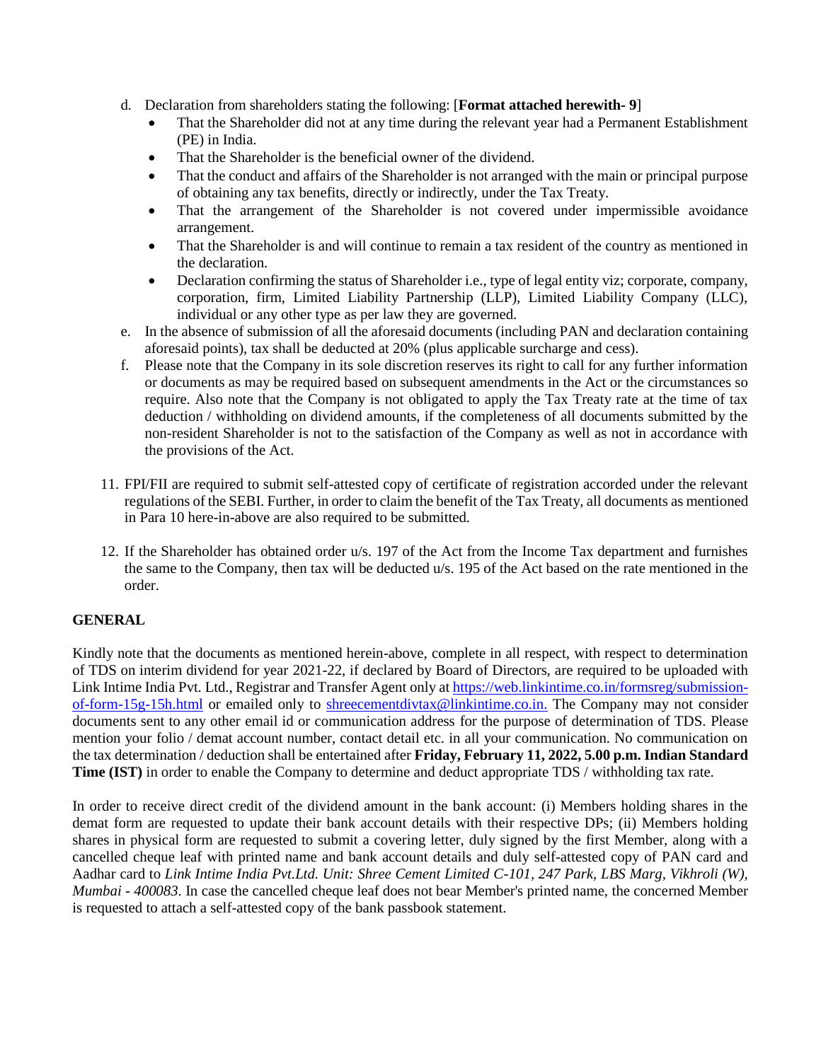d. Declaration from shareholders stating the following: [**Format attached herewith- 9**]
   - That the Shareholder did not at any time during the relevant year had a Permanent Establishment (PE) in India.
   - That the Shareholder is the beneficial owner of the dividend.
   - That the conduct and affairs of the Shareholder is not arranged with the main or principal purpose of obtaining any tax benefits, directly or indirectly, under the Tax Treaty.
   - That the arrangement of the Shareholder is not covered under impermissible avoidance arrangement.
   - That the Shareholder is and will continue to remain a tax resident of the country as mentioned in the declaration.
   - Declaration confirming the status of Shareholder i.e., type of legal entity viz; corporate, company, corporation, firm, Limited Liability Partnership (LLP), Limited Liability Company (LLC), individual or any other type as per law they are governed.

e. In the absence of submission of all the aforesaid documents (including PAN and declaration containing aforesaid points), tax shall be deducted at 20% (plus applicable surcharge and cess).

f. Please note that the Company in its sole discretion reserves its right to call for any further information or documents as may be required based on subsequent amendments in the Act or the circumstances so require. Also note that the Company is not obligated to apply the Tax Treaty rate at the time of tax deduction / withholding on dividend amounts, if the completeness of all documents submitted by the non-resident Shareholder is not to the satisfaction of the Company as well as not in accordance with the provisions of the Act.

11. FPI/FII are required to submit self-attested copy of certificate of registration accorded under the relevant regulations of the SEBI. Further, in order to claim the benefit of the Tax Treaty, all documents as mentioned in Para 10 here-in-above are also required to be submitted.

12. If the Shareholder has obtained order u/s. 197 of the Act from the Income Tax department and furnishes the same to the Company, then tax will be deducted u/s. 195 of the Act based on the rate mentioned in the order.

**GENERAL**

Kindly note that the documents as mentioned herein-above, complete in all respect, with respect to determination of TDS on interim dividend for year 2021-22, if declared by Board of Directors, are required to be uploaded with Link Intime India Pvt. Ltd., Registrar and Transfer Agent only at https://web.linkintime.co.in/formsreg/submission-of-form-15g-15h.html or emailed only to shreecementdivtax@linkintime.co.in. The Company may not consider documents sent to any other email id or communication address for the purpose of determination of TDS. Please mention your folio / demat account number, contact detail etc. in all your communication. No communication on the tax determination / deduction shall be entertained after **Friday, February 11, 2022, 5.00 p.m. Indian Standard Time (IST)** in order to enable the Company to determine and deduct appropriate TDS / withholding tax rate.

In order to receive direct credit of the dividend amount in the bank account: (i) Members holding shares in the demat form are requested to update their bank account details with their respective DPs; (ii) Members holding shares in physical form are requested to submit a covering letter, duly signed by the first Member, along with a cancelled cheque leaf with printed name and bank account details and duly self-attested copy of PAN card and Aadhar card to *Link Intime India Pvt.Ltd. Unit: Shree Cement Limited C-101, 247 Park, LBS Marg, Vikhroli (W), Mumbai - 400083*. In case the cancelled cheque leaf does not bear Member's printed name, the concerned Member is requested to attach a self-attested copy of the bank passbook statement.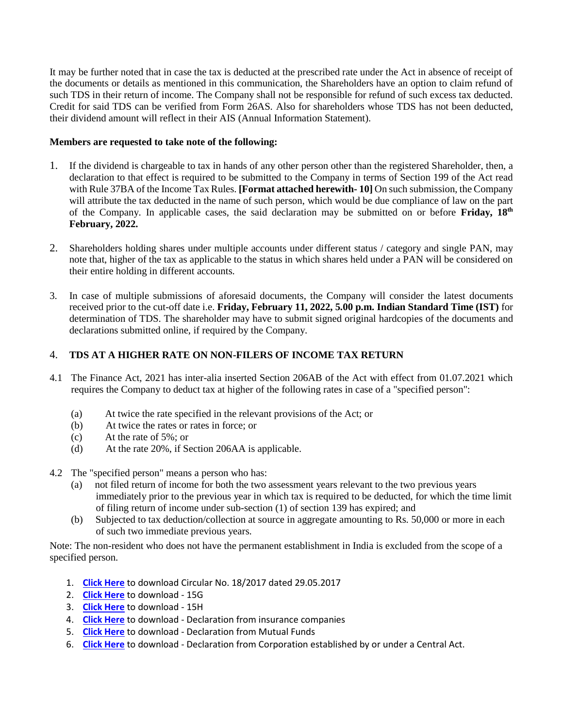It may be further noted that in case the tax is deducted at the prescribed rate under the Act in absence of receipt of the documents or details as mentioned in this communication, the Shareholders have an option to claim refund of such TDS in their return of income. The Company shall not be responsible for refund of such excess tax deducted. Credit for said TDS can be verified from Form 26AS. Also for shareholders whose TDS has not been deducted, their dividend amount will reflect in their AIS (Annual Information Statement).

**Members are requested to take note of the following:**

1. If the dividend is chargeable to tax in hands of any other person other than the registered Shareholder, then, a declaration to that effect is required to be submitted to the Company in terms of Section 199 of the Act read with Rule 37BA of the Income Tax Rules. **[Format attached herewith- 10]** On such submission, the Company will attribute the tax deducted in the name of such person, which would be due compliance of law on the part of the Company. In applicable cases, the said declaration may be submitted on or before **Friday, 18th February, 2022.**

2. Shareholders holding shares under multiple accounts under different status / category and single PAN, may note that, higher of the tax as applicable to the status in which shares held under a PAN will be considered on their entire holding in different accounts.

3. In case of multiple submissions of aforesaid documents, the Company will consider the latest documents received prior to the cut-off date i.e. **Friday, February 11, 2022, 5.00 p.m. Indian Standard Time (IST)** for determination of TDS. The shareholder may have to submit signed original hardcopies of the documents and declarations submitted online, if required by the Company.

4. **TDS AT A HIGHER RATE ON NON-FILERS OF INCOME TAX RETURN**

4.1 The Finance Act, 2021 has inter-alia inserted Section 206AB of the Act with effect from 01.07.2021 which requires the Company to deduct tax at higher of the following rates in case of a "specified person":

- (a) At twice the rate specified in the relevant provisions of the Act; or
- (b) At twice the rates or rates in force; or
- (c) At the rate of 5%; or
- (d) At the rate 20%, if Section 206AA is applicable.

4.2 The "specified person" means a person who has:

- (a) not filed return of income for both the two assessment years relevant to the two previous years immediately prior to the previous year in which tax is required to be deducted, for which the time limit of filing return of income under sub-section (1) of section 139 has expired; and
- (b) Subjected to tax deduction/collection at source in aggregate amounting to Rs. 50,000 or more in each of such two immediate previous years.

Note: The non-resident who does not have the permanent establishment in India is excluded from the scope of a specified person.

1. **Click Here** to download Circular No. 18/2017 dated 29.05.2017
2. **Click Here** to download - 15G
3. **Click Here** to download - 15H
4. **Click Here** to download - Declaration from insurance companies
5. **Click Here** to download - Declaration from Mutual Funds
6. **Click Here** to download - Declaration from Corporation established by or under a Central Act.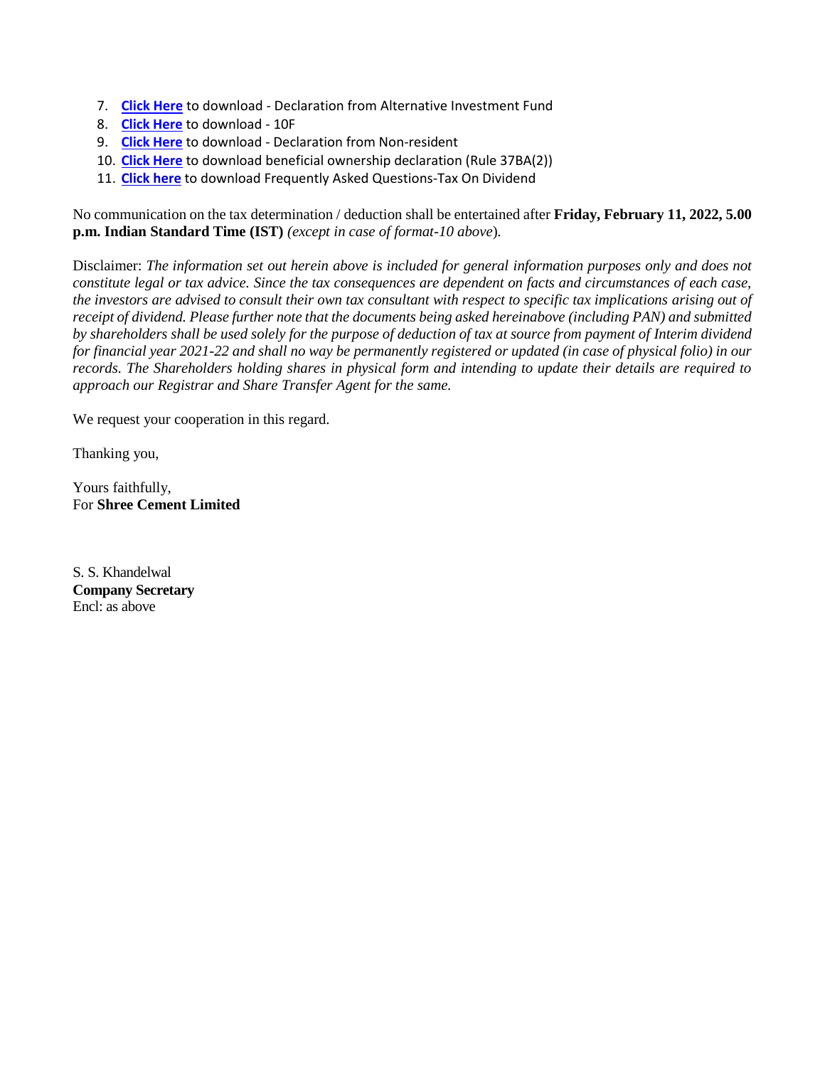7. **Click Here** to download - Declaration from Alternative Investment Fund
8. **Click Here** to download - 10F
9. **Click Here** to download - Declaration from Non-resident
10. **Click Here** to download beneficial ownership declaration (Rule 37BA(2))
11. **Click here** to download Frequently Asked Questions-Tax On Dividend

No communication on the tax determination / deduction shall be entertained after **Friday, February 11, 2022, 5.00 p.m. Indian Standard Time (IST)** *(except in case of format-10 above*).

Disclaimer: *The information set out herein above is included for general information purposes only and does not constitute legal or tax advice. Since the tax consequences are dependent on facts and circumstances of each case, the investors are advised to consult their own tax consultant with respect to specific tax implications arising out of receipt of dividend. Please further note that the documents being asked hereinabove (including PAN) and submitted by shareholders shall be used solely for the purpose of deduction of tax at source from payment of Interim dividend for financial year 2021-22 and shall no way be permanently registered or updated (in case of physical folio) in our records. The Shareholders holding shares in physical form and intending to update their details are required to approach our Registrar and Share Transfer Agent for the same.*

We request your cooperation in this regard.

Thanking you,

Yours faithfully,
For **Shree Cement Limited**

S. S. Khandelwal
**Company Secretary**
Encl: as above